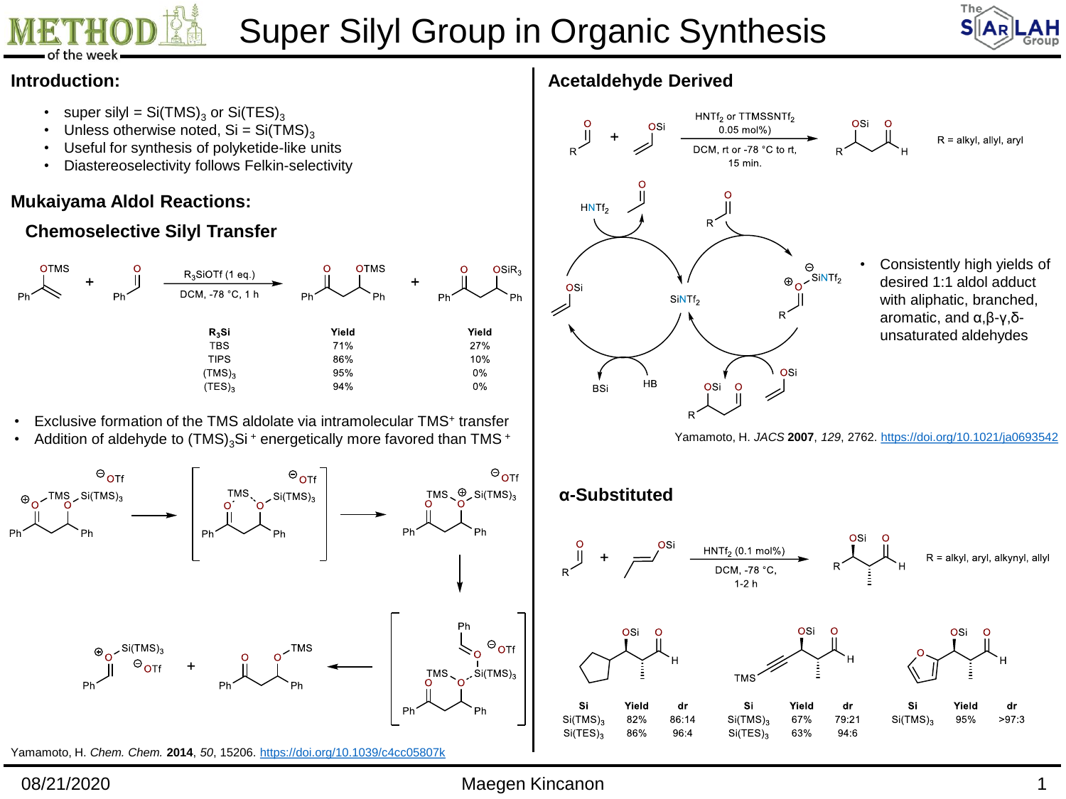# Super Silyl Group in Organic Synthesis

## Introduction:

- super silyl = $Si(TMS)_3$ or $Si(TES)_3$
- Unless otherwise noted, Si = $Si(TMS)_3$
- Useful for synthesis of polyketide-like units
- Diastereoselectivity follows Felkin-selectivity

## Mukaiyama Aldol Reactions:

### Chemoselective Silyl Transfer

$R_3SiOTf$ (1 eq.), DCM, -78 °C, 1 h

| $R_3Si$ | Yield | Yield |
|---|---|---|
| TBS | 71% | 27% |
| TIPS | 86% | 10% |
| $(TMS)_3$ | 95% | 0% |
| $(TES)_3$ | 94% | 0% |

- Exclusive formation of the TMS aldolate via intramolecular $TMS^+$ transfer
- Addition of aldehyde to $(TMS)_3Si^+$ energetically more favored than $TMS^+$

Yamamoto, H. *Chem. Chem.* **2014**, *50*, 15206. https://doi.org/10.1039/c4cc05807k

## Acetaldehyde Derived

$HNTf_2$ or $TTMSSNTf_2$ 0.05 mol%), DCM, rt or -78 °C to rt, 15 min.

R = alkyl, allyl, aryl

- Consistently high yields of desired 1:1 aldol adduct with aliphatic, branched, aromatic, and α,β-γ,δ-unsaturated aldehydes

Yamamoto, H. *JACS* **2007**, *129*, 2762. https://doi.org/10.1021/ja0693542

## α-Substituted

$HNTf_2$ (0.1 mol%), DCM, -78 °C, 1-2 h

R = alkyl, aryl, alkynyl, allyl

| Si | Yield | dr |
|---|---|---|
| $Si(TMS)_3$ | 82% | 86:14 |
| $Si(TES)_3$ | 86% | 96:4 |

| Si | Yield | dr |
|---|---|---|
| $Si(TMS)_3$ | 67% | 79:21 |
| $Si(TES)_3$ | 63% | 94:6 |

| Si | Yield | dr |
|---|---|---|
| $Si(TMS)_3$ | 95% | >97:3 |

08/21/2020 Maegen Kincanon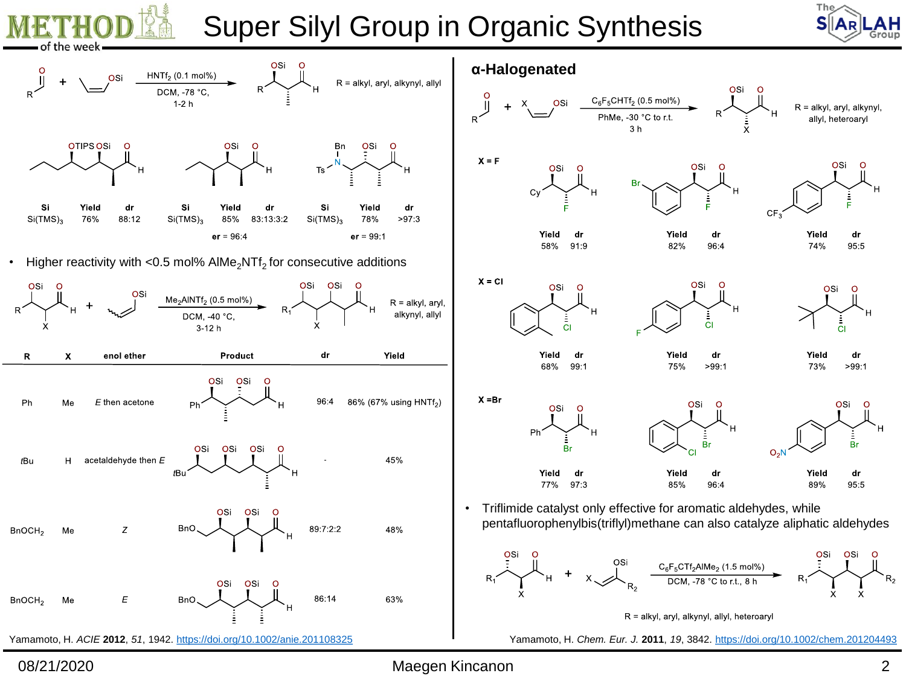# Super Silyl Group in Organic Synthesis

Reaction: aldehyde (RCHO) + (Z)-enol silyl ether (OSi) → $HNTf_2$ (0.1 mol%), DCM, -78 °C, 1-2 h → β-silyloxy aldehyde

R = alkyl, aryl, alkynyl, allyl

| Si | Yield | dr |
|---|---|---|
| $Si(TMS)_3$ | 76% | 88:12 |
| $Si(TMS)_3$ | 85% | 83:13:3:2 |
| $Si(TMS)_3$ | 78% | >97:3 |

er = 96:4 (second example); er = 99:1 (third example)

- Higher reactivity with <0.5 mol% $AlMe_2NTf_2$ for consecutive additions

Reaction: β-silyloxy aldehyde + enol silyl ether → $Me_2AlNTf_2$ (0.5 mol%), DCM, -40 °C, 3-12 h → product

R = alkyl, aryl, alkynyl, allyl

| R | X | enol ether | Product | dr | Yield |
|---|---|---|---|---|---|
| Ph | Me | *E* then acetone | | 96:4 | 86% (67% using $HNTf_2$) |
| *t*Bu | H | acetaldehyde then *E* | | - | 45% |
| $BnOCH_2$ | Me | *Z* | | 89:7:2:2 | 48% |
| $BnOCH_2$ | Me | *E* | | 86:14 | 63% |

Yamamoto, H. *ACIE* **2012**, *51*, 1942. https://doi.org/10.1002/anie.201108325

## α-Halogenated

Reaction: aldehyde (RCHO) + X-substituted enol silyl ether → $C_6F_5CHTf_2$ (0.5 mol%), PhMe, -30 °C to r.t., 3 h → α-halo-β-silyloxy aldehyde

R = alkyl, aryl, alkynyl, allyl, heteroaryl

| X | R | Yield | dr |
|---|---|---|---|
| F | Cy | 58% | 91:9 |
| F | 3-BrC$_6$H$_4$ | 82% | 96:4 |
| F | 4-$CF_3$C$_6$H$_4$ | 74% | 95:5 |
| Cl | 2-MeC$_6$H$_4$ | 68% | 99:1 |
| Cl | 4-FC$_6$H$_4$ | 75% | >99:1 |
| Cl | *t*Bu | 73% | >99:1 |
| Br | Ph | 77% | 97:3 |
| Br | 2-ClC$_6$H$_4$ | 85% | 96:4 |
| Br | 4-$O_2N$C$_6$H$_4$ | 89% | 95:5 |

- Triflimide catalyst only effective for aromatic aldehydes, while pentafluorophenylbis(triflyl)methane can also catalyze aliphatic aldehydes

Reaction: α-X-β-silyloxy aldehyde + X-substituted enol silyl ether ($R_2$) → $C_6F_5CTf_2AlMe_2$ (1.5 mol%), DCM, -78 °C to r.t., 8 h → product

R = alkyl, aryl, alkynyl, allyl, heteroaryl

Yamamoto, H. *Chem. Eur. J.* **2011**, *19*, 3842. https://doi.org/10.1002/chem.201204493

08/21/2020 — Maegen Kincanon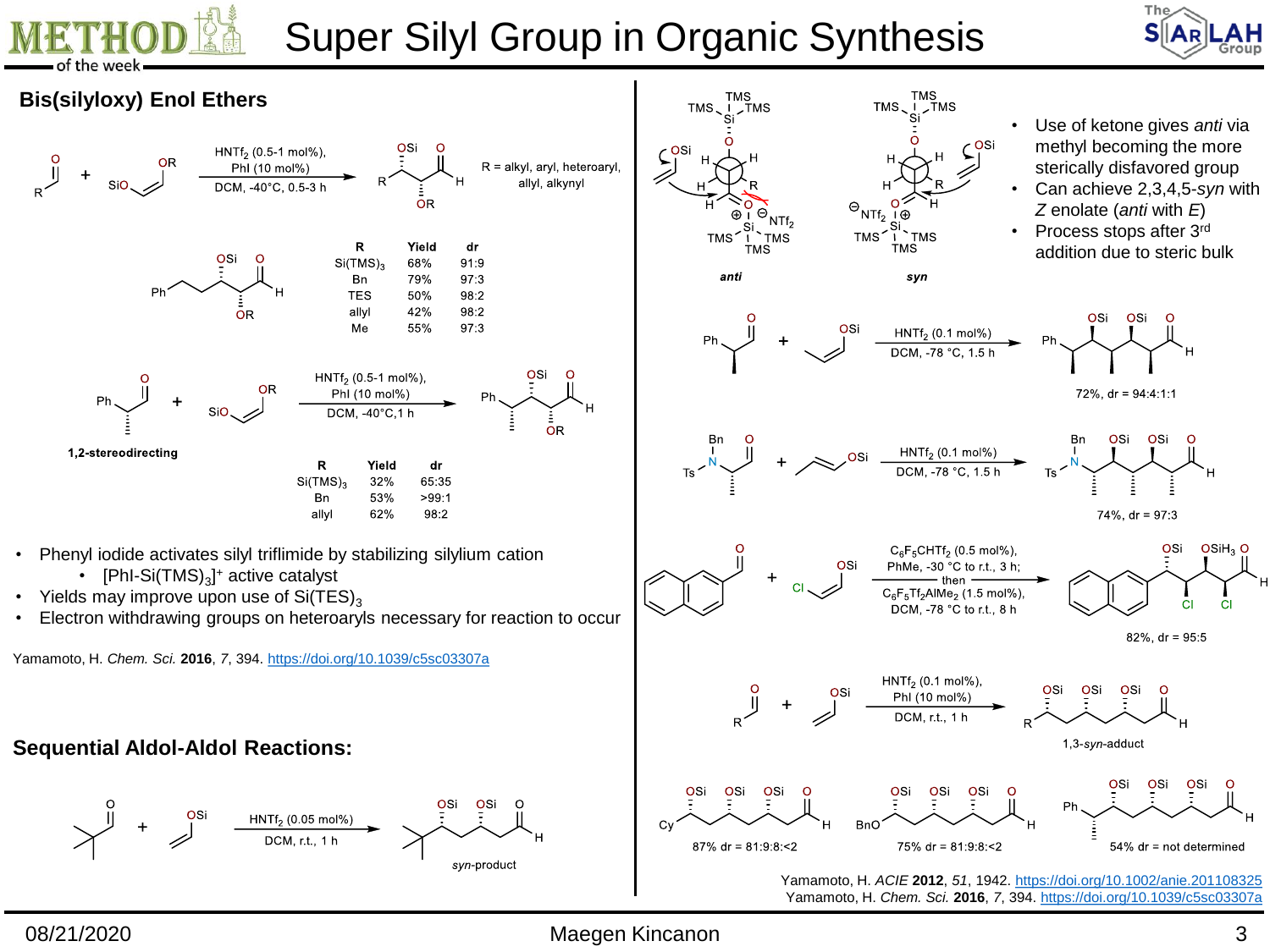# Super Silyl Group in Organic Synthesis

## Bis(silyloxy) Enol Ethers

$HNTf_2$ (0.5-1 mol%), PhI (10 mol%), DCM, -40°C, 0.5-3 h

R = alkyl, aryl, heteroaryl, allyl, alkynyl

| R | Yield | dr |
|---|---|---|
| $Si(TMS)_3$ | 68% | 91:9 |
| Bn | 79% | 97:3 |
| TES | 50% | 98:2 |
| allyl | 42% | 98:2 |
| Me | 55% | 97:3 |

1,2-stereodirecting

$HNTf_2$ (0.5-1 mol%), PhI (10 mol%), DCM, -40°C,1 h

| R | Yield | dr |
|---|---|---|
| $Si(TMS)_3$ | 32% | 65:35 |
| Bn | 53% | >99:1 |
| allyl | 62% | 98:2 |

- Phenyl iodide activates silyl triflimide by stabilizing silylium cation
  - $[PhI\text{-}Si(TMS)_3]^+$ active catalyst
- Yields may improve upon use of $Si(TES)_3$
- Electron withdrawing groups on heteroaryls necessary for reaction to occur

Yamamoto, H. *Chem. Sci.* **2016**, *7*, 394. https://doi.org/10.1039/c5sc03307a

## Sequential Aldol-Aldol Reactions:

$HNTf_2$ (0.05 mol%), DCM, r.t., 1 h

*syn*-product

*anti* *syn*

- Use of ketone gives *anti* via methyl becoming the more sterically disfavored group
- Can achieve 2,3,4,5-*syn* with *Z* enolate (*anti* with *E*)
- Process stops after 3[rd] addition due to steric bulk

$HNTf_2$ (0.1 mol%), DCM, -78 °C, 1.5 h

72%, dr = 94:4:1:1

$HNTf_2$ (0.1 mol%), DCM, -78 °C, 1.5 h

74%, dr = 97:3

$C_6F_5CHTf_2$ (0.5 mol%), PhMe, -30 °C to r.t., 3 h; then $C_6F_5Tf_2AlMe_2$ (1.5 mol%), DCM, -78 °C to r.t., 8 h

82%, dr = 95:5

$HNTf_2$ (0.1 mol%), PhI (10 mol%), DCM, r.t., 1 h

1,3-*syn*-adduct

87% dr = 81:9:8:<2

75% dr = 81:9:8:<2

54% dr = not determined

Yamamoto, H. *ACIE* **2012**, *51*, 1942. https://doi.org/10.1002/anie.201108325
Yamamoto, H. *Chem. Sci.* **2016**, *7*, 394. https://doi.org/10.1039/c5sc03307a

08/21/2020 Maegen Kincanon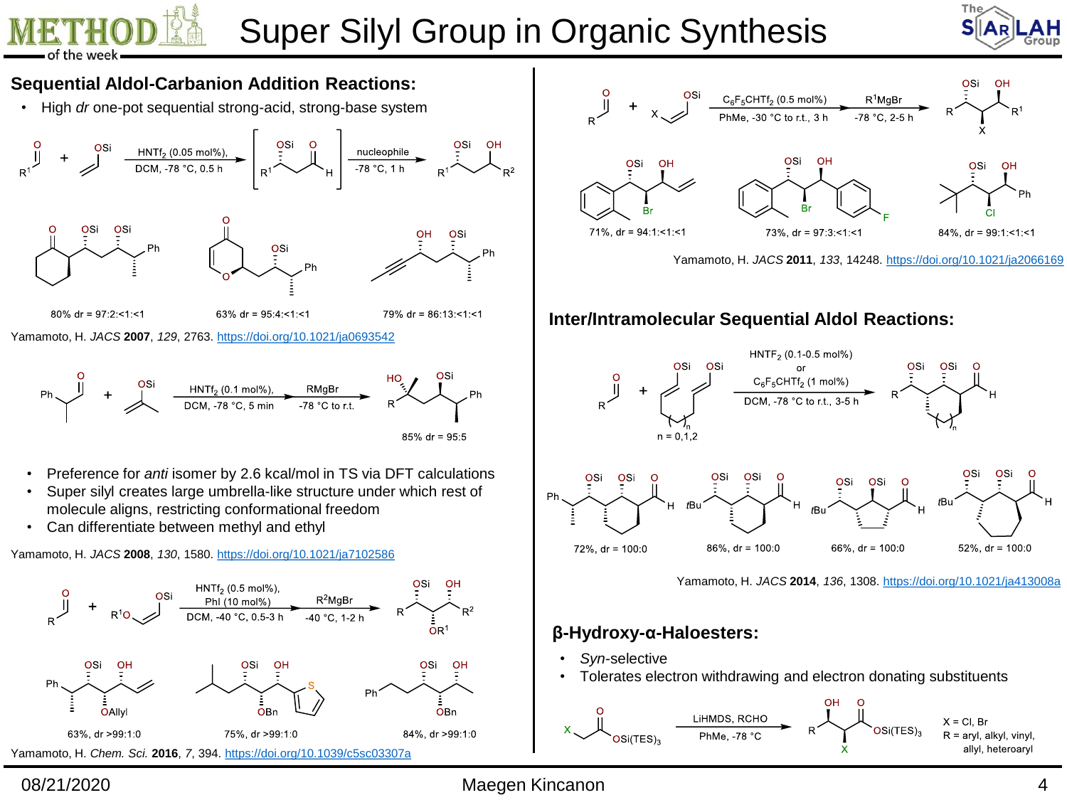# Super Silyl Group in Organic Synthesis

## Sequential Aldol-Carbanion Addition Reactions:

- High *dr* one-pot sequential strong-acid, strong-base system

$HNTf_2$ (0.05 mol%), DCM, -78 °C, 0.5 h; nucleophile, -78 °C, 1 h

80% dr = 97:2:<1:<1

63% dr = 95:4:<1:<1

79% dr = 86:13:<1:<1

Yamamoto, H. *JACS* **2007**, *129*, 2763. https://doi.org/10.1021/ja0693542

$HNTf_2$ (0.1 mol%), DCM, -78 °C, 5 min; RMgBr, -78 °C to r.t.

85% dr = 95:5

- Preference for *anti* isomer by 2.6 kcal/mol in TS via DFT calculations
- Super silyl creates large umbrella-like structure under which rest of molecule aligns, restricting conformational freedom
- Can differentiate between methyl and ethyl

Yamamoto, H. *JACS* **2008**, *130*, 1580. https://doi.org/10.1021/ja7102586

$HNTf_2$ (0.5 mol%), PhI (10 mol%), DCM, -40 °C, 0.5-3 h; $R^2MgBr$, -40 °C, 1-2 h

63%, dr >99:1:0

75%, dr >99:1:0

84%, dr >99:1:0

Yamamoto, H. *Chem. Sci.* **2016**, *7*, 394. https://doi.org/10.1039/c5sc03307a

$C_6F_5CHTf_2$ (0.5 mol%), PhMe, -30 °C to r.t., 3 h; $R^1MgBr$, -78 °C, 2-5 h

71%, dr = 94:1:<1:<1

73%, dr = 97:3:<1:<1

84%, dr = 99:1:<1:<1

Yamamoto, H. *JACS* **2011**, *133*, 14248. https://doi.org/10.1021/ja2066169

## Inter/Intramolecular Sequential Aldol Reactions:

$HNTf_2$ (0.1-0.5 mol%) or $C_6F_5CHTf_2$ (1 mol%), DCM, -78 °C to r.t., 3-5 h

n = 0,1,2

72%, dr = 100:0

86%, dr = 100:0

66%, dr = 100:0

52%, dr = 100:0

Yamamoto, H. *JACS* **2014**, *136*, 1308. https://doi.org/10.1021/ja413008a

## β-Hydroxy-α-Haloesters:

- *Syn*-selective
- Tolerates electron withdrawing and electron donating substituents

LiHMDS, RCHO, PhMe, -78 °C

X = Cl, Br
R = aryl, alkyl, vinyl, allyl, heteroaryl

08/21/2020 — Maegen Kincanon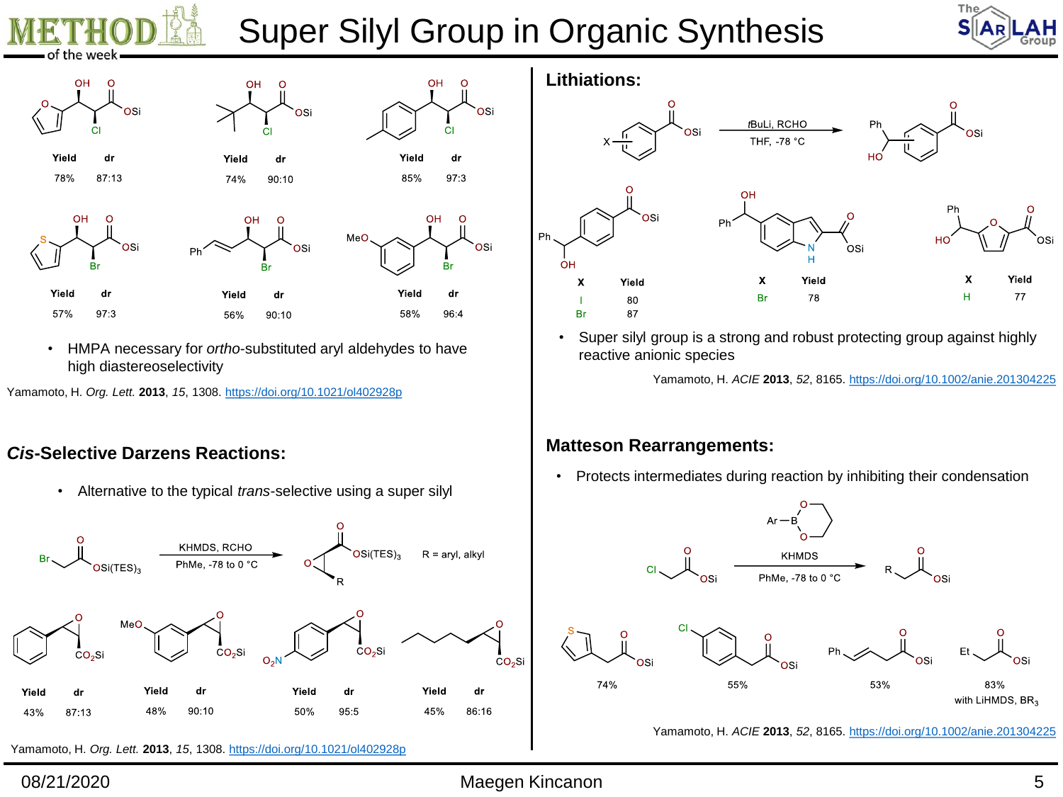# Super Silyl Group in Organic Synthesis

| Yield | dr |
|---|---|
| 78% | 87:13 |
| 74% | 90:10 |
| 85% | 97:3 |
| 57% | 97:3 |
| 56% | 90:10 |
| 58% | 96:4 |

- HMPA necessary for *ortho*-substituted aryl aldehydes to have high diastereoselectivity

Yamamoto, H. *Org. Lett.* **2013**, *15*, 1308. https://doi.org/10.1021/ol402928p

## *Cis*-Selective Darzens Reactions:

- Alternative to the typical *trans*-selective using a super silyl

KHMDS, RCHO
PhMe, -78 to 0 °C

$OSi(TES)_3$

R = aryl, alkyl

| Yield | dr |
|---|---|
| 43% | 87:13 |
| 48% | 90:10 |
| 50% | 95:5 |
| 45% | 86:16 |

Yamamoto, H. *Org. Lett.* **2013**, *15*, 1308. https://doi.org/10.1021/ol402928p

## Lithiations:

*t*BuLi, RCHO
THF, -78 °C

| X | Yield |
|---|---|
| I | 80 |
| Br | 87 |
| Br | 78 |
| H | 77 |

- Super silyl group is a strong and robust protecting group against highly reactive anionic species

Yamamoto, H. *ACIE* **2013**, *52*, 8165. https://doi.org/10.1002/anie.201304225

## Matteson Rearrangements:

- Protects intermediates during reaction by inhibiting their condensation

KHMDS
PhMe, -78 to 0 °C

74%

55%

53%

83%
with LiHMDS, $BR_3$

Yamamoto, H. *ACIE* **2013**, *52*, 8165. https://doi.org/10.1002/anie.201304225

08/21/2020 Maegen Kincanon